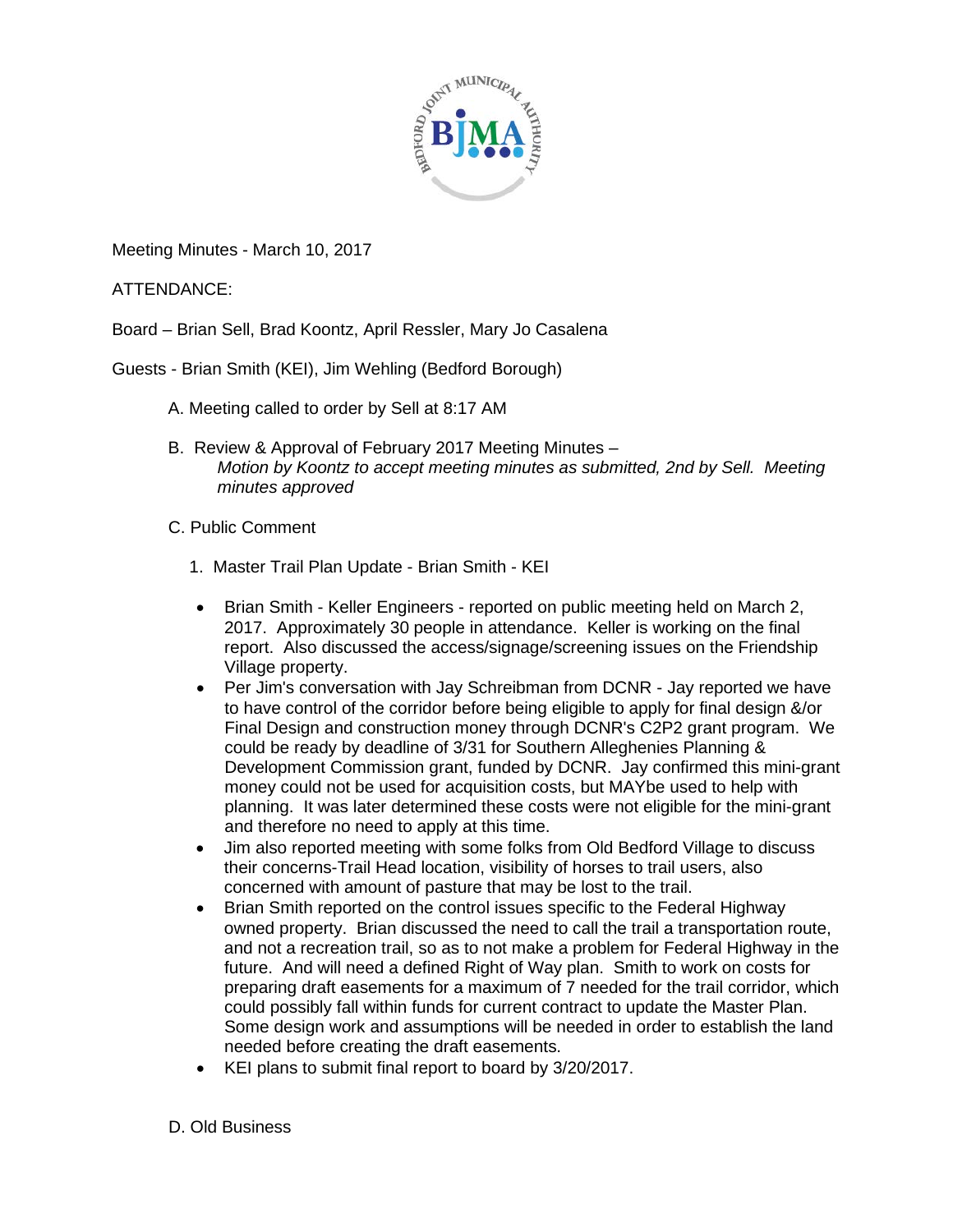Meeting Minutes - March 10, 2017

ATTENDANCE:

Board – Brian Sell, Brad Koontz, April Ressler, Mary Jo Casalena

Guests - Brian Smith (KEI), Jim Wehling (Bedford Borough)

A. Meeting called to order by Sell at 8:17 AM

B. Review & Approval of February 2017 Meeting Minutes –
*Motion by Koontz to accept meeting minutes as submitted, 2nd by Sell. Meeting minutes approved*

C. Public Comment

1. Master Trail Plan Update - Brian Smith - KEI

- Brian Smith - Keller Engineers - reported on public meeting held on March 2, 2017. Approximately 30 people in attendance. Keller is working on the final report. Also discussed the access/signage/screening issues on the Friendship Village property.
- Per Jim's conversation with Jay Schreibman from DCNR - Jay reported we have to have control of the corridor before being eligible to apply for final design &/or Final Design and construction money through DCNR's C2P2 grant program. We could be ready by deadline of 3/31 for Southern Alleghenies Planning & Development Commission grant, funded by DCNR. Jay confirmed this mini-grant money could not be used for acquisition costs, but MAYbe used to help with planning. It was later determined these costs were not eligible for the mini-grant and therefore no need to apply at this time.
- Jim also reported meeting with some folks from Old Bedford Village to discuss their concerns-Trail Head location, visibility of horses to trail users, also concerned with amount of pasture that may be lost to the trail.
- Brian Smith reported on the control issues specific to the Federal Highway owned property. Brian discussed the need to call the trail a transportation route, and not a recreation trail, so as to not make a problem for Federal Highway in the future. And will need a defined Right of Way plan. Smith to work on costs for preparing draft easements for a maximum of 7 needed for the trail corridor, which could possibly fall within funds for current contract to update the Master Plan. Some design work and assumptions will be needed in order to establish the land needed before creating the draft easements.
- KEI plans to submit final report to board by 3/20/2017.

D. Old Business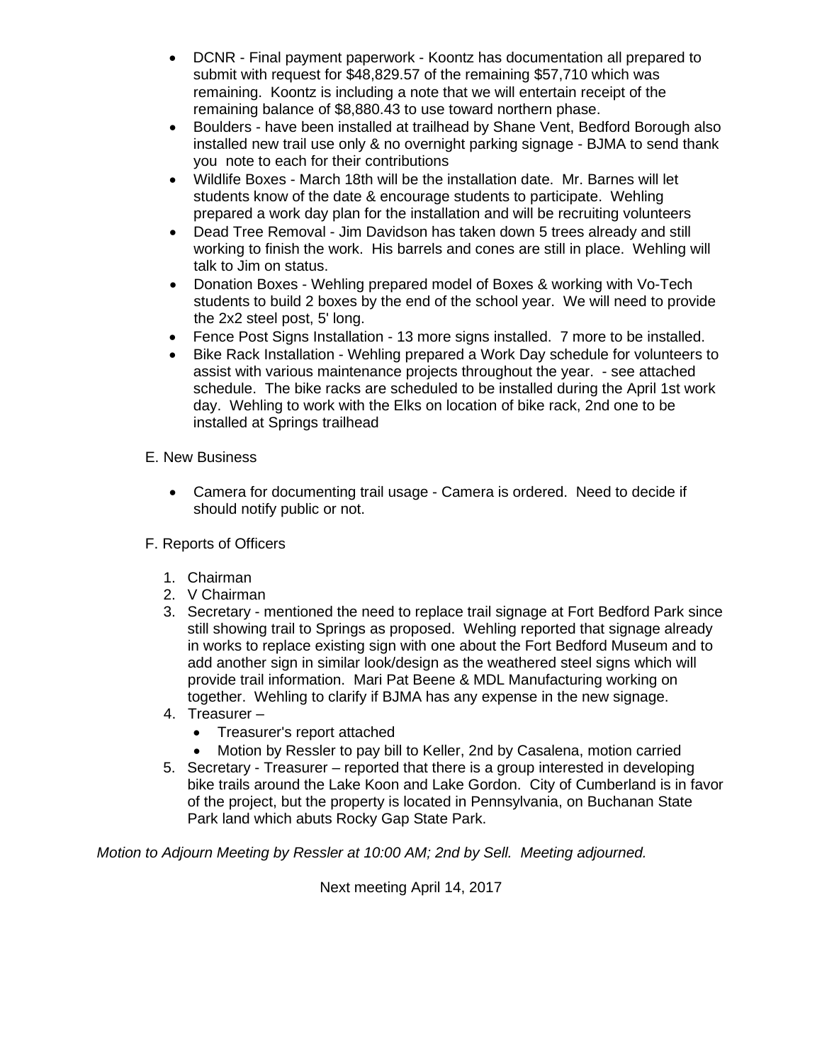- DCNR - Final payment paperwork - Koontz has documentation all prepared to submit with request for $48,829.57 of the remaining $57,710 which was remaining. Koontz is including a note that we will entertain receipt of the remaining balance of $8,880.43 to use toward northern phase.
- Boulders - have been installed at trailhead by Shane Vent, Bedford Borough also installed new trail use only & no overnight parking signage - BJMA to send thank you note to each for their contributions
- Wildlife Boxes - March 18th will be the installation date. Mr. Barnes will let students know of the date & encourage students to participate. Wehling prepared a work day plan for the installation and will be recruiting volunteers
- Dead Tree Removal - Jim Davidson has taken down 5 trees already and still working to finish the work. His barrels and cones are still in place. Wehling will talk to Jim on status.
- Donation Boxes - Wehling prepared model of Boxes & working with Vo-Tech students to build 2 boxes by the end of the school year. We will need to provide the 2x2 steel post, 5' long.
- Fence Post Signs Installation - 13 more signs installed. 7 more to be installed.
- Bike Rack Installation - Wehling prepared a Work Day schedule for volunteers to assist with various maintenance projects throughout the year. - see attached schedule. The bike racks are scheduled to be installed during the April 1st work day. Wehling to work with the Elks on location of bike rack, 2nd one to be installed at Springs trailhead

E. New Business

- Camera for documenting trail usage - Camera is ordered. Need to decide if should notify public or not.

F. Reports of Officers

1. Chairman
2. V Chairman
3. Secretary - mentioned the need to replace trail signage at Fort Bedford Park since still showing trail to Springs as proposed. Wehling reported that signage already in works to replace existing sign with one about the Fort Bedford Museum and to add another sign in similar look/design as the weathered steel signs which will provide trail information. Mari Pat Beene & MDL Manufacturing working on together. Wehling to clarify if BJMA has any expense in the new signage.
4. Treasurer –
   - Treasurer's report attached
   - Motion by Ressler to pay bill to Keller, 2nd by Casalena, motion carried
5. Secretary - Treasurer – reported that there is a group interested in developing bike trails around the Lake Koon and Lake Gordon. City of Cumberland is in favor of the project, but the property is located in Pennsylvania, on Buchanan State Park land which abuts Rocky Gap State Park.

*Motion to Adjourn Meeting by Ressler at 10:00 AM; 2nd by Sell. Meeting adjourned.*

Next meeting April 14, 2017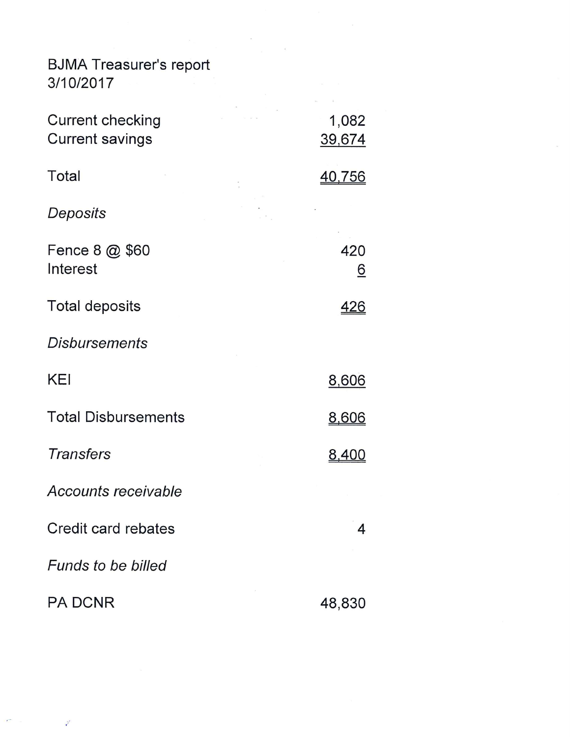BJMA Treasurer's report
3/10/2017

| | |
|---|---:|
| Current checking | 1,082 |
| Current savings | 39,674 |
| | |
| Total | 40,756 |
| | |
| *Deposits* | |
| | |
| Fence 8 @ $60 | 420 |
| Interest | 6 |
| | |
| Total deposits | 426 |
| | |
| *Disbursements* | |
| | |
| KEI | 8,606 |
| | |
| Total Disbursements | 8,606 |
| | |
| *Transfers* | 8,400 |
| | |
| *Accounts receivable* | |
| | |
| Credit card rebates | 4 |
| | |
| *Funds to be billed* | |
| | |
| PA DCNR | 48,830 |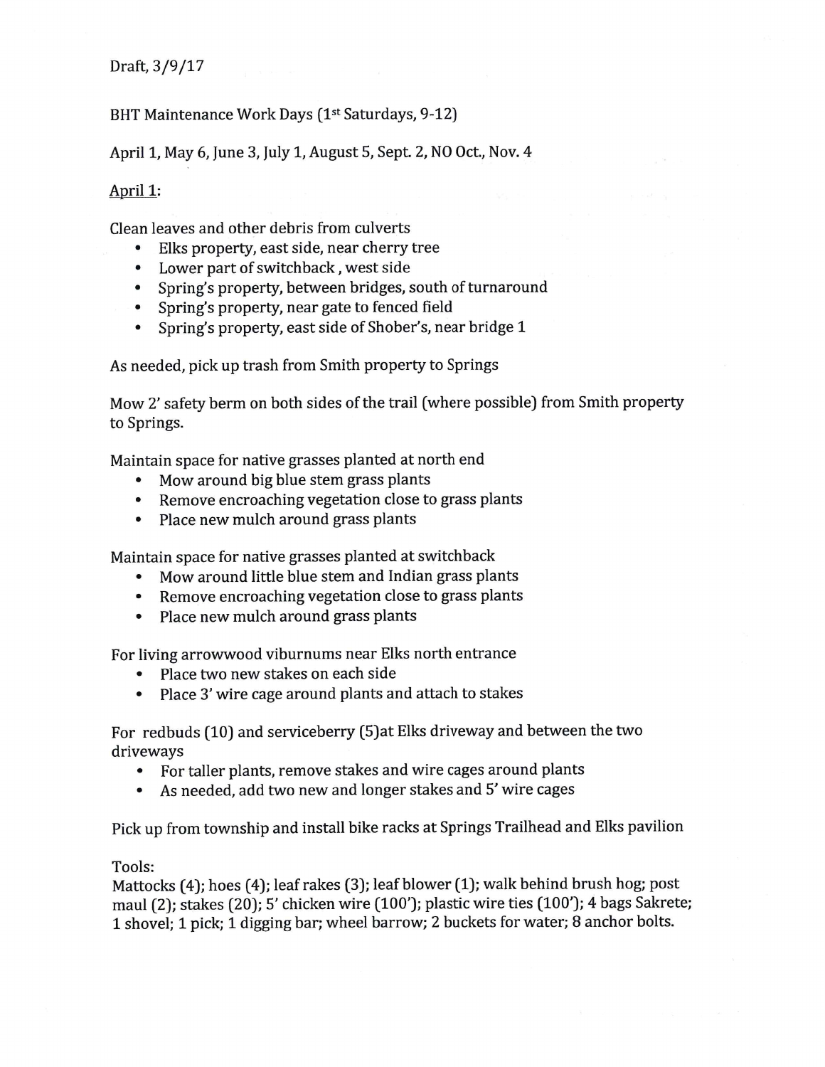Draft, 3/9/17

BHT Maintenance Work Days (1st Saturdays, 9-12)

April 1, May 6, June 3, July 1, August 5, Sept. 2, NO Oct., Nov. 4

<u>April 1</u>:

Clean leaves and other debris from culverts

- Elks property, east side, near cherry tree
- Lower part of switchback , west side
- Spring's property, between bridges, south of turnaround
- Spring's property, near gate to fenced field
- Spring's property, east side of Shober's, near bridge 1

As needed, pick up trash from Smith property to Springs

Mow 2' safety berm on both sides of the trail (where possible) from Smith property to Springs.

Maintain space for native grasses planted at north end

- Mow around big blue stem grass plants
- Remove encroaching vegetation close to grass plants
- Place new mulch around grass plants

Maintain space for native grasses planted at switchback

- Mow around little blue stem and Indian grass plants
- Remove encroaching vegetation close to grass plants
- Place new mulch around grass plants

For living arrowwood viburnums near Elks north entrance

- Place two new stakes on each side
- Place 3' wire cage around plants and attach to stakes

For redbuds (10) and serviceberry (5)at Elks driveway and between the two driveways

- For taller plants, remove stakes and wire cages around plants
- As needed, add two new and longer stakes and 5' wire cages

Pick up from township and install bike racks at Springs Trailhead and Elks pavilion

Tools:
Mattocks (4); hoes (4); leaf rakes (3); leaf blower (1); walk behind brush hog; post maul (2); stakes (20); 5' chicken wire (100'); plastic wire ties (100'); 4 bags Sakrete; 1 shovel; 1 pick; 1 digging bar; wheel barrow; 2 buckets for water; 8 anchor bolts.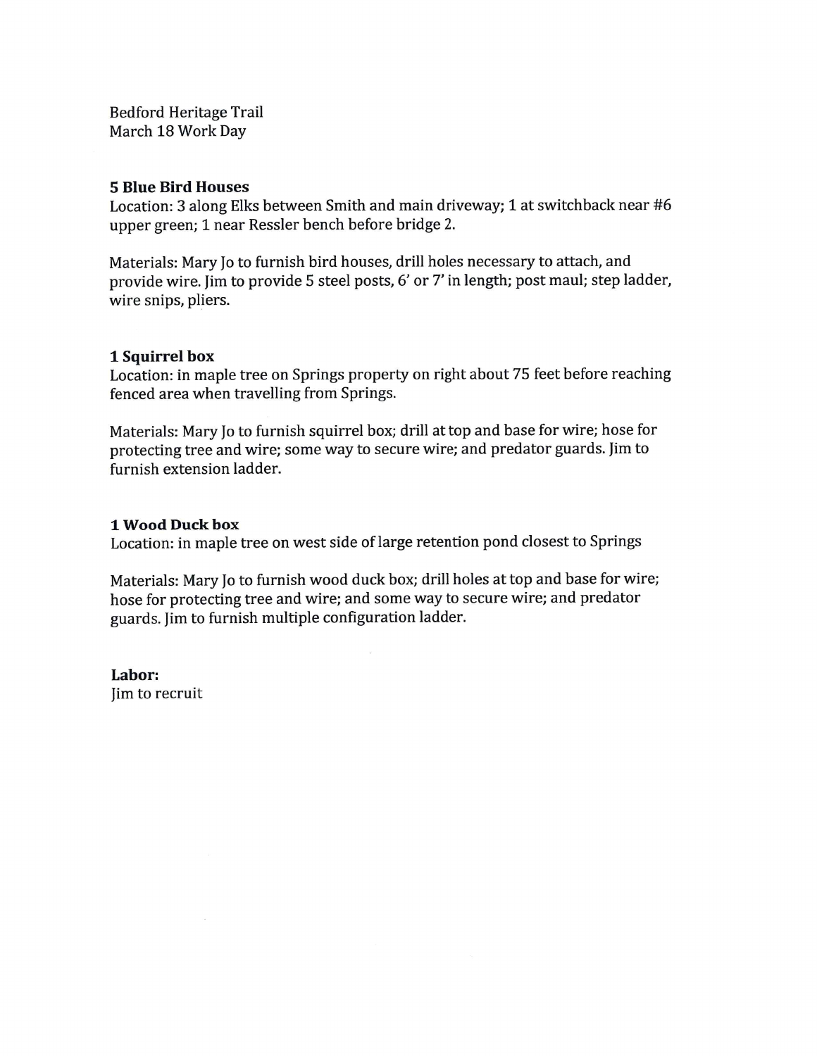Bedford Heritage Trail
March 18 Work Day

**5 Blue Bird Houses**
Location: 3 along Elks between Smith and main driveway; 1 at switchback near #6 upper green; 1 near Ressler bench before bridge 2.

Materials: Mary Jo to furnish bird houses, drill holes necessary to attach, and provide wire. Jim to provide 5 steel posts, 6' or 7' in length; post maul; step ladder, wire snips, pliers.

**1 Squirrel box**
Location: in maple tree on Springs property on right about 75 feet before reaching fenced area when travelling from Springs.

Materials: Mary Jo to furnish squirrel box; drill at top and base for wire; hose for protecting tree and wire; some way to secure wire; and predator guards. Jim to furnish extension ladder.

**1 Wood Duck box**
Location: in maple tree on west side of large retention pond closest to Springs

Materials: Mary Jo to furnish wood duck box; drill holes at top and base for wire; hose for protecting tree and wire; and some way to secure wire; and predator guards. Jim to furnish multiple configuration ladder.

**Labor:**
Jim to recruit